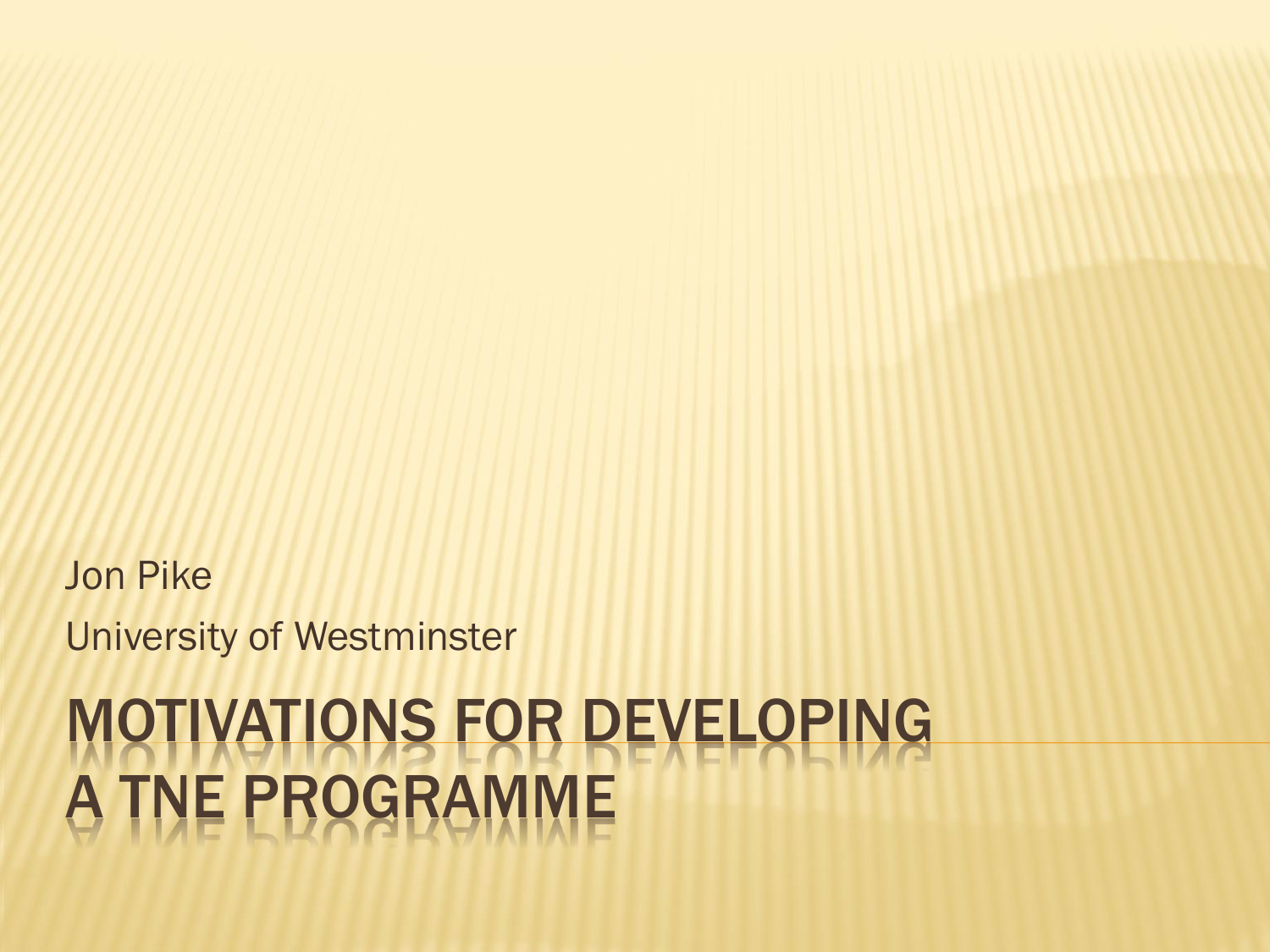Jon Pike

University of Westminster

# MOTIVATIONS FOR DEVELOPING A TNE PROGRAMME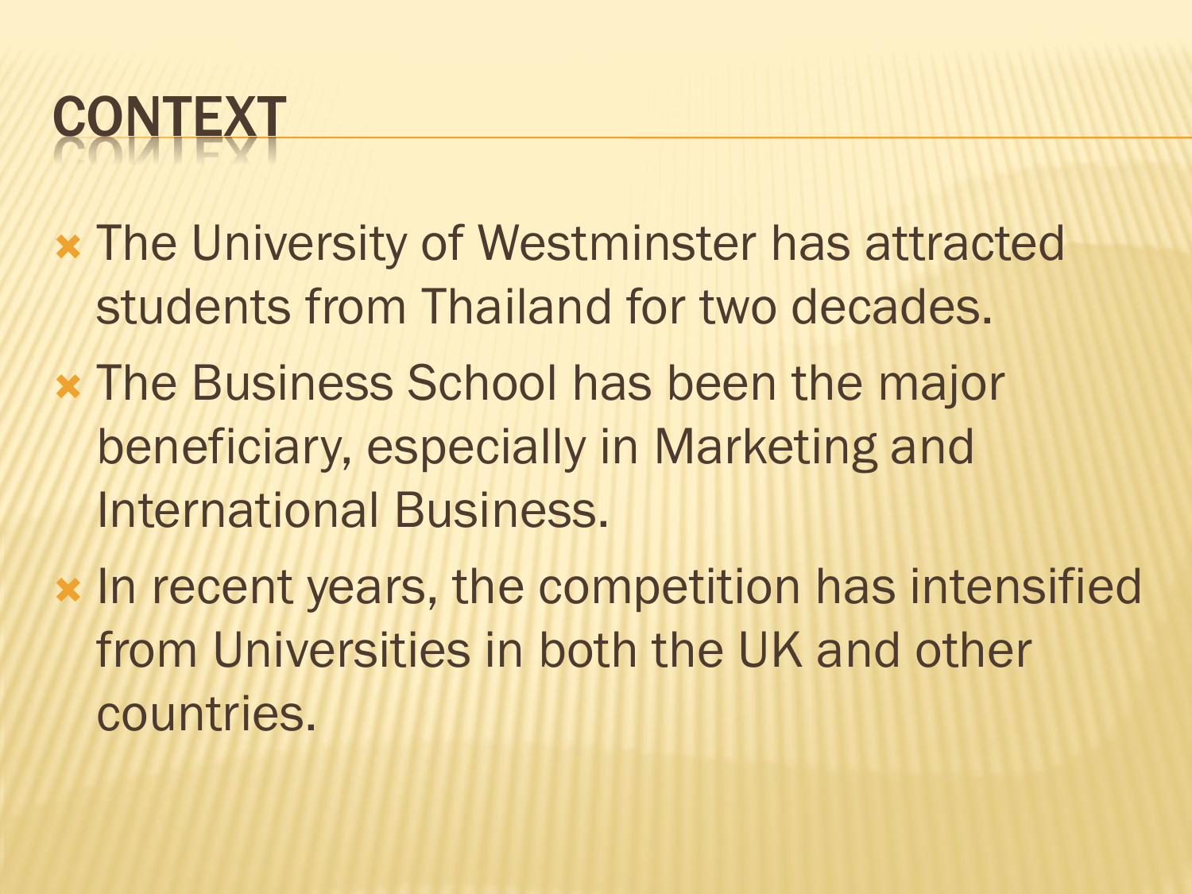# CONTEXT

- The University of Westminster has attracted students from Thailand for two decades.
- The Business School has been the major beneficiary, especially in Marketing and International Business.
- In recent years, the competition has intensified from Universities in both the UK and other countries.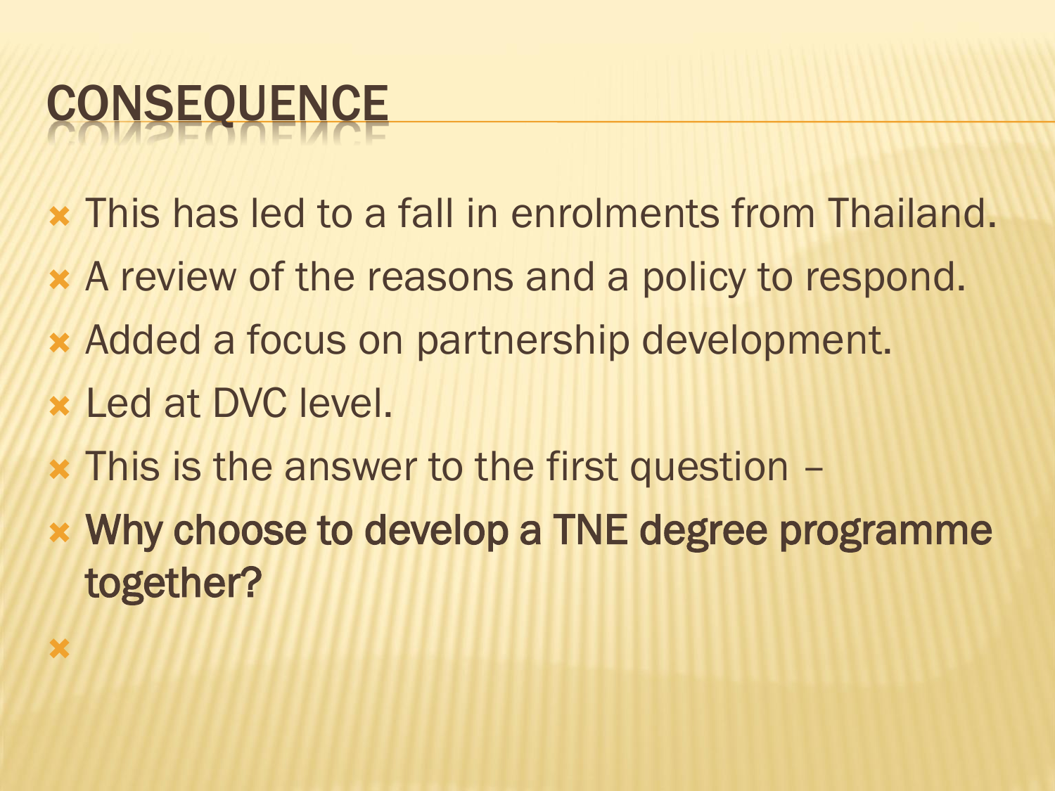# CONSEQUENCE

- This has led to a fall in enrolments from Thailand.
- A review of the reasons and a policy to respond.
- Added a focus on partnership development.
- Led at DVC level.
- This is the answer to the first question –
- **Why choose to develop a TNE degree programme together?**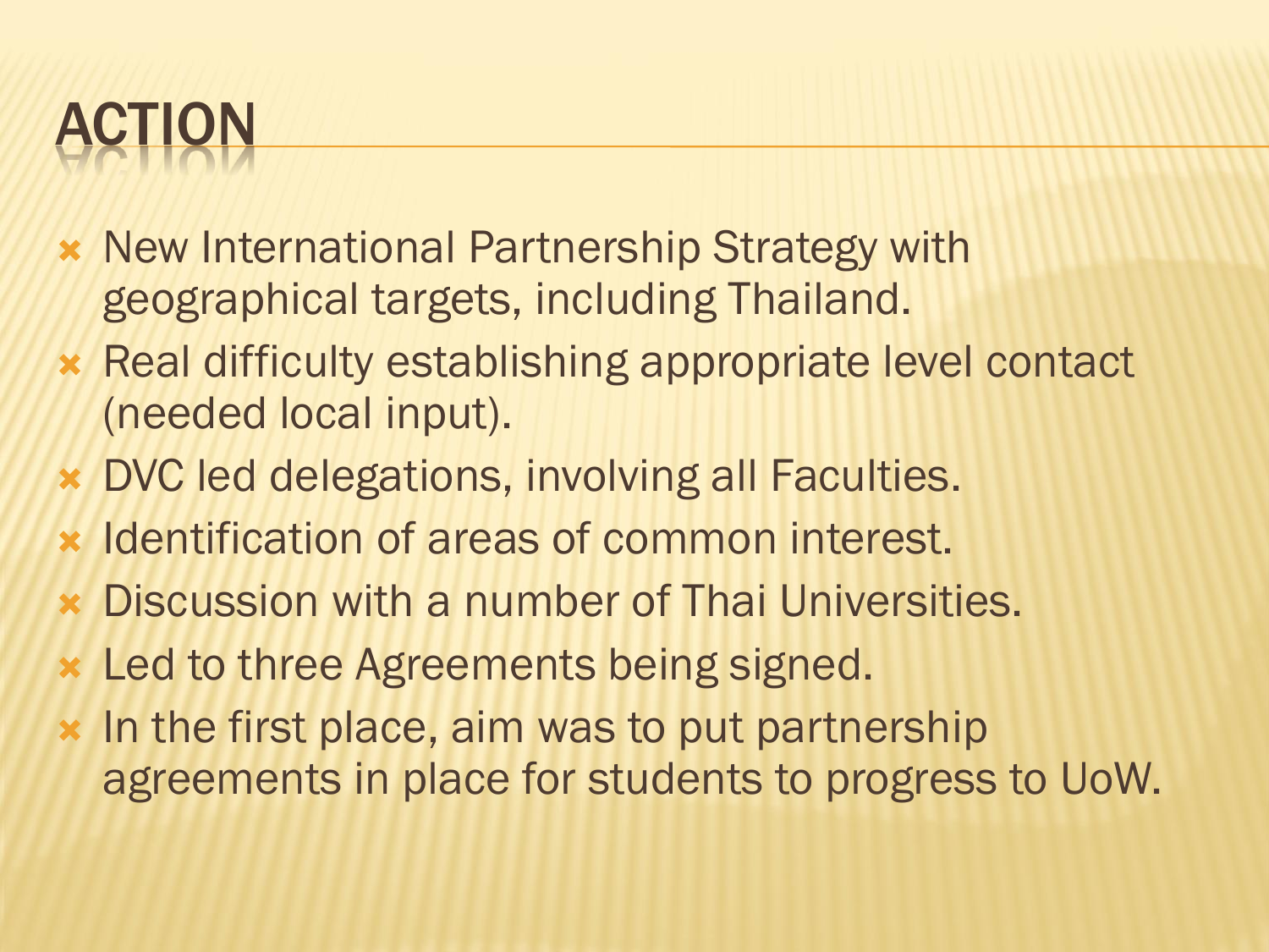# ACTION

- New International Partnership Strategy with geographical targets, including Thailand.
- Real difficulty establishing appropriate level contact (needed local input).
- DVC led delegations, involving all Faculties.
- Identification of areas of common interest.
- Discussion with a number of Thai Universities.
- Led to three Agreements being signed.
- In the first place, aim was to put partnership agreements in place for students to progress to UoW.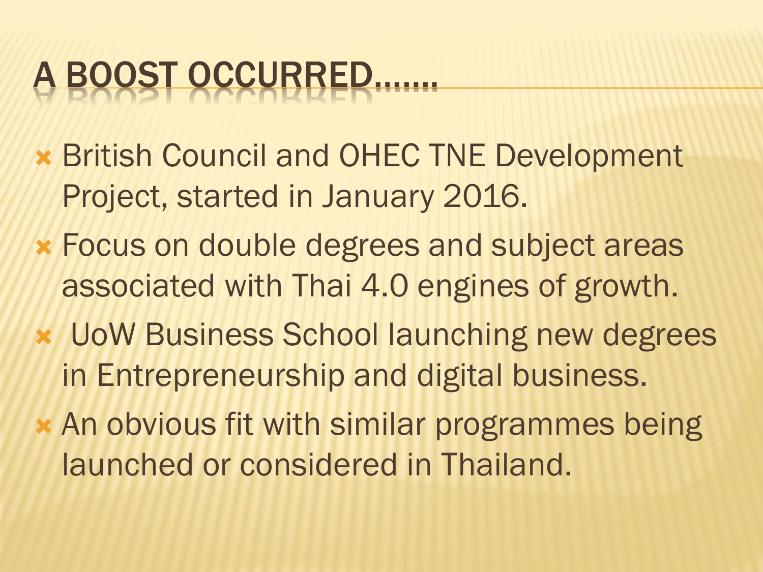# A BOOST OCCURRED…….

- British Council and OHEC TNE Development Project, started in January 2016.
- Focus on double degrees and subject areas associated with Thai 4.0 engines of growth.
- UoW Business School launching new degrees in Entrepreneurship and digital business.
- An obvious fit with similar programmes being launched or considered in Thailand.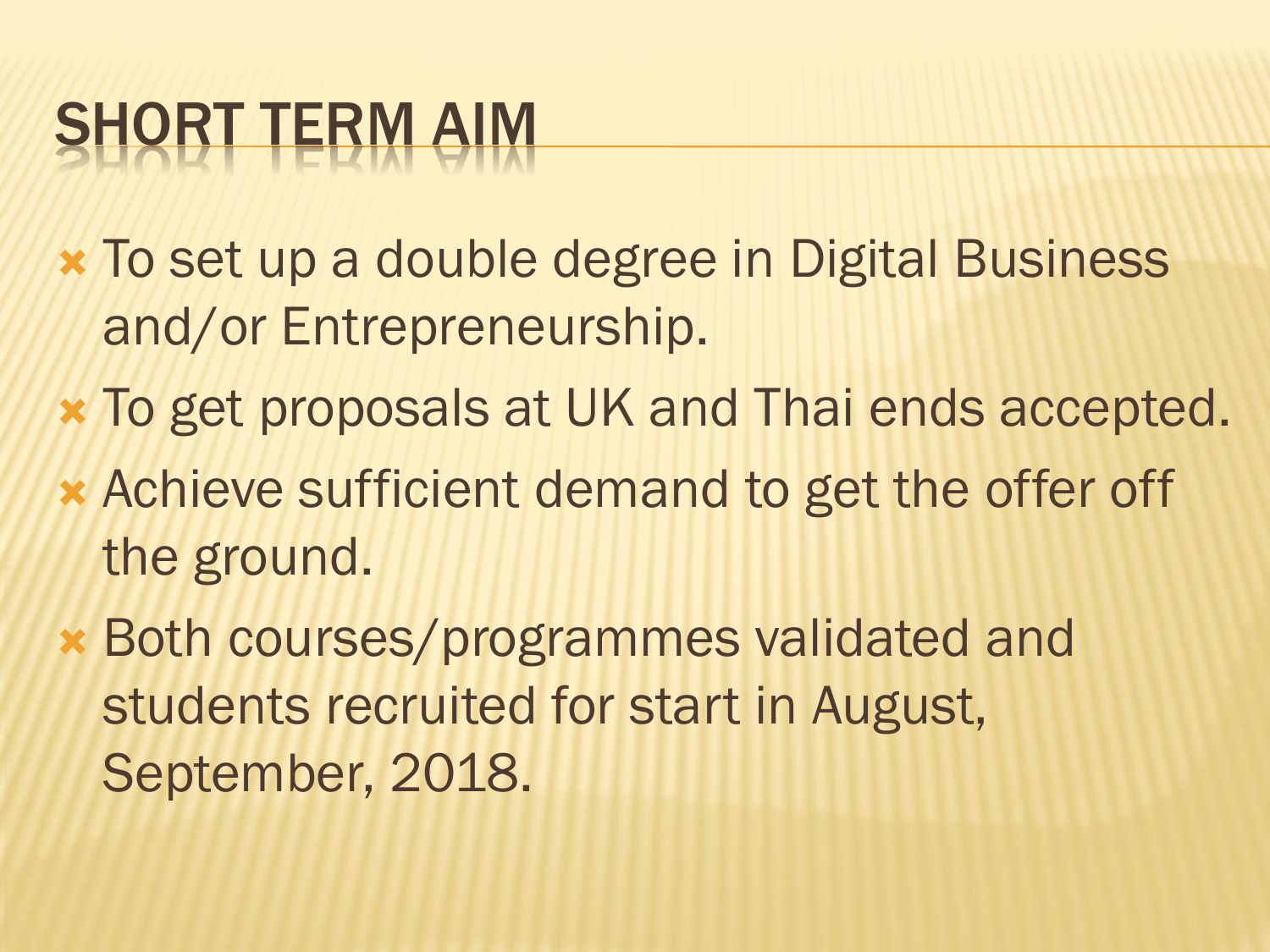# SHORT TERM AIM

- To set up a double degree in Digital Business and/or Entrepreneurship.
- To get proposals at UK and Thai ends accepted.
- Achieve sufficient demand to get the offer off the ground.
- Both courses/programmes validated and students recruited for start in August, September, 2018.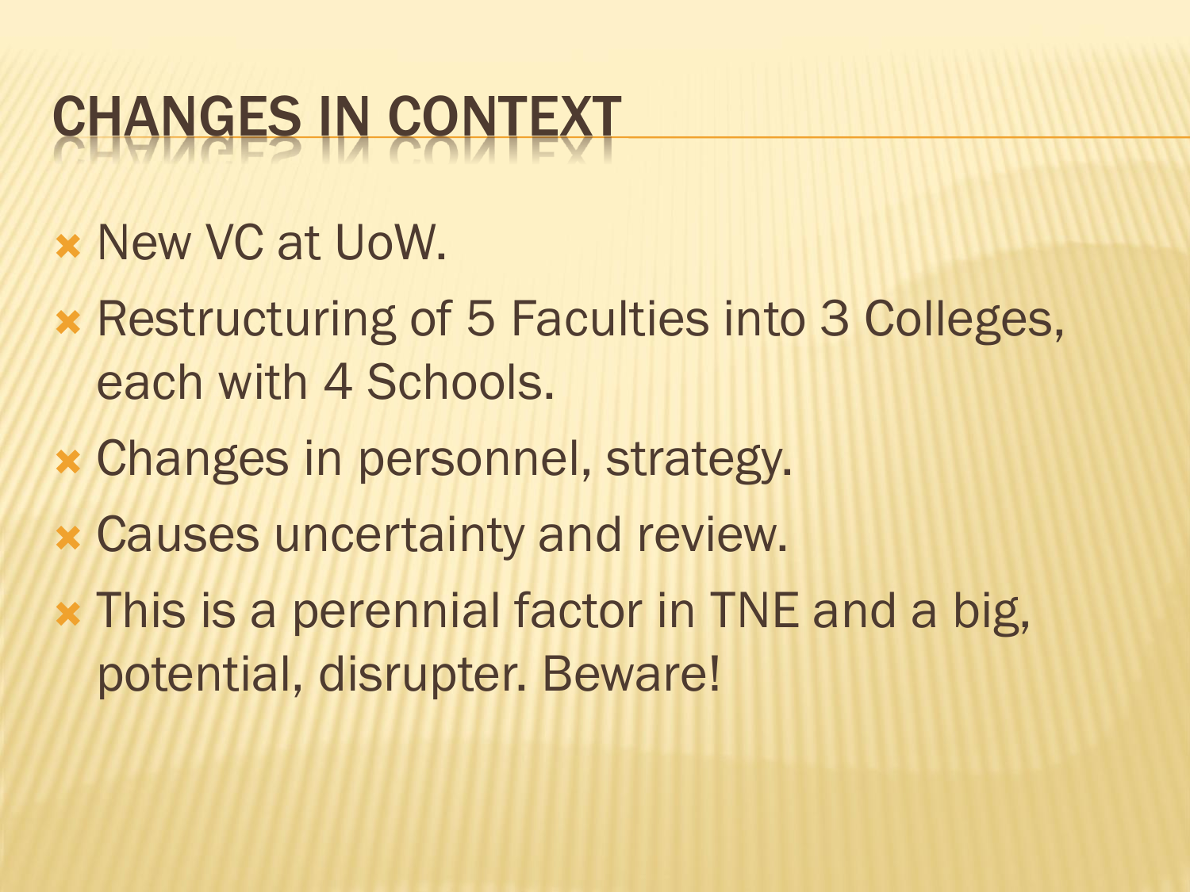# CHANGES IN CONTEXT

- New VC at UoW.
- Restructuring of 5 Faculties into 3 Colleges, each with 4 Schools.
- Changes in personnel, strategy.
- Causes uncertainty and review.
- This is a perennial factor in TNE and a big, potential, disrupter. Beware!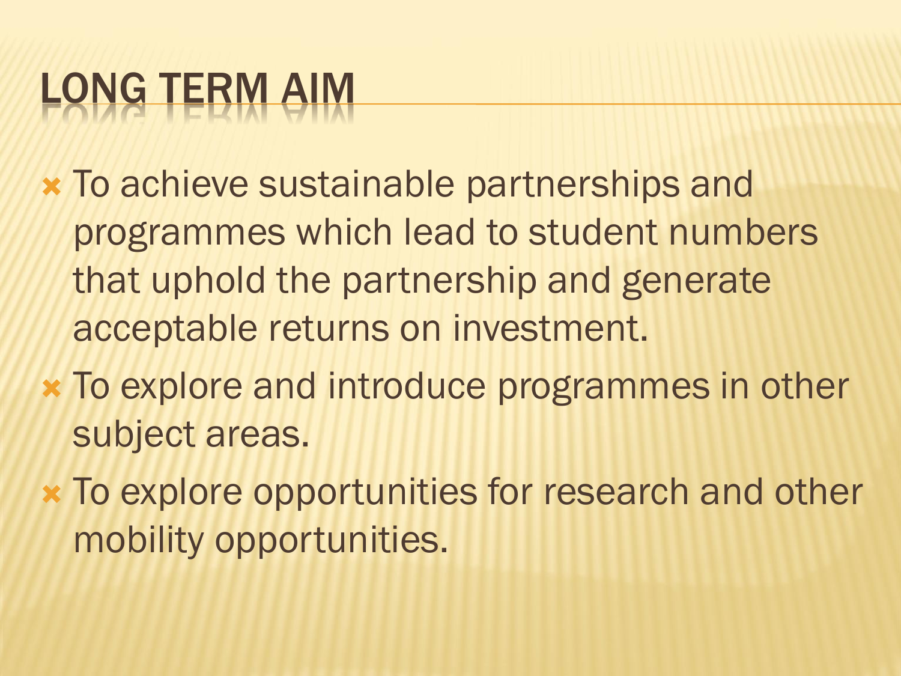# LONG TERM AIM

- To achieve sustainable partnerships and programmes which lead to student numbers that uphold the partnership and generate acceptable returns on investment.
- To explore and introduce programmes in other subject areas.
- To explore opportunities for research and other mobility opportunities.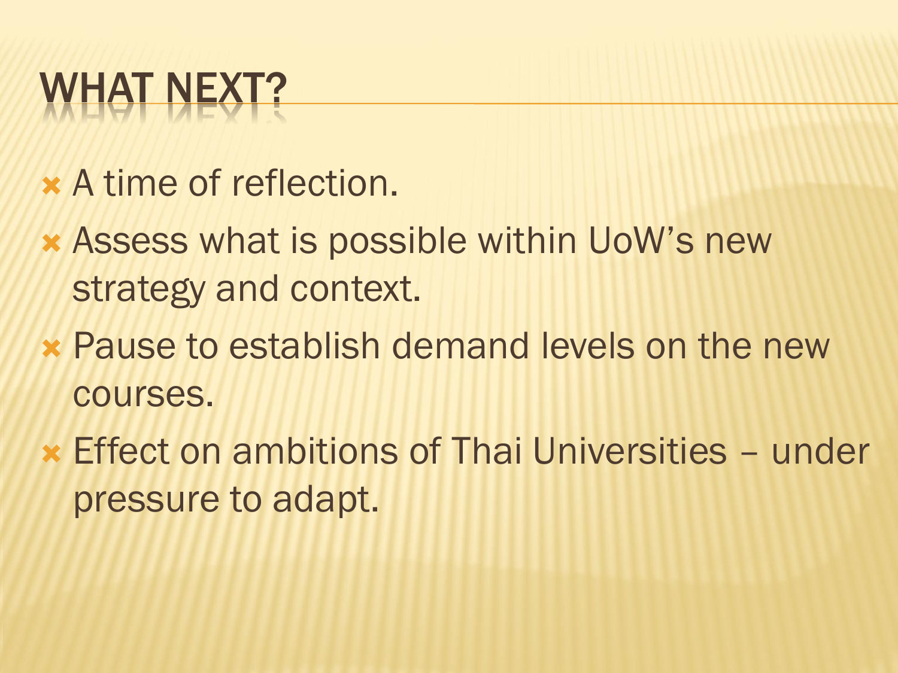# WHAT NEXT?

- A time of reflection.
- Assess what is possible within UoW's new strategy and context.
- Pause to establish demand levels on the new courses.
- Effect on ambitions of Thai Universities – under pressure to adapt.